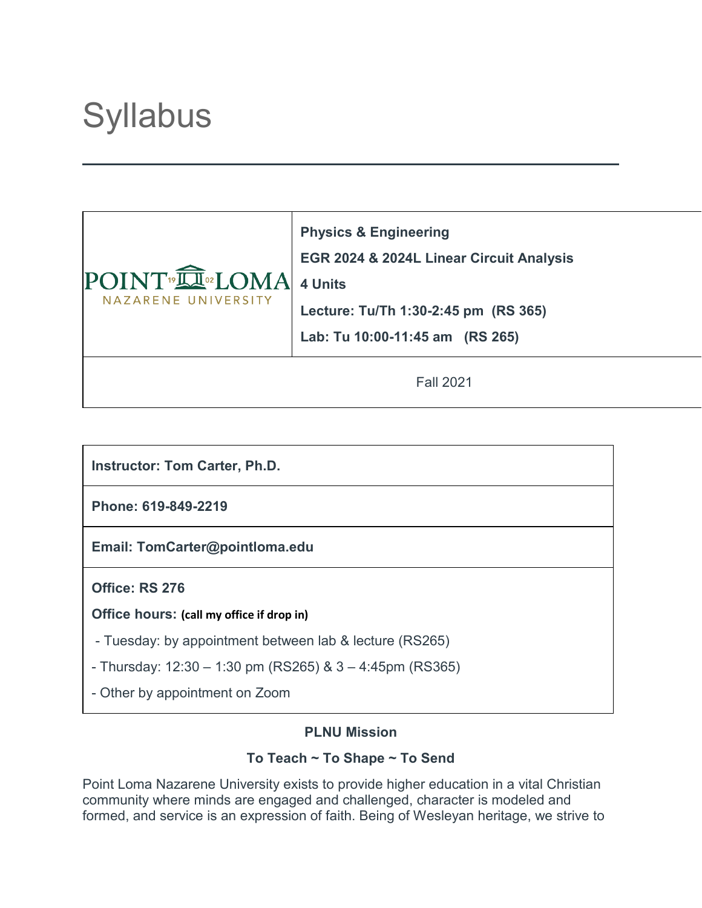# Syllabus

| POINT LOMA NAZARENE UNIVERSITY | **Physics & Engineering**<br>**EGR 2024 & 2024L Linear Circuit Analysis**<br>**4 Units**<br>**Lecture: Tu/Th 1:30-2:45 pm (RS 365)**<br>**Lab: Tu 10:00-11:45 am (RS 265)** |
|---|---|
| Fall 2021 | |

| **Instructor: Tom Carter, Ph.D.** |
|---|
| **Phone: 619-849-2219** |
| **Email: TomCarter@pointloma.edu** |
| **Office: RS 276**<br>**Office hours: (call my office if drop in)**<br>- Tuesday: by appointment between lab & lecture (RS265)<br>- Thursday: 12:30 – 1:30 pm (RS265) & 3 – 4:45pm (RS365)<br>- Other by appointment on Zoom |

**PLNU Mission**

**To Teach ~ To Shape ~ To Send**

Point Loma Nazarene University exists to provide higher education in a vital Christian community where minds are engaged and challenged, character is modeled and formed, and service is an expression of faith. Being of Wesleyan heritage, we strive to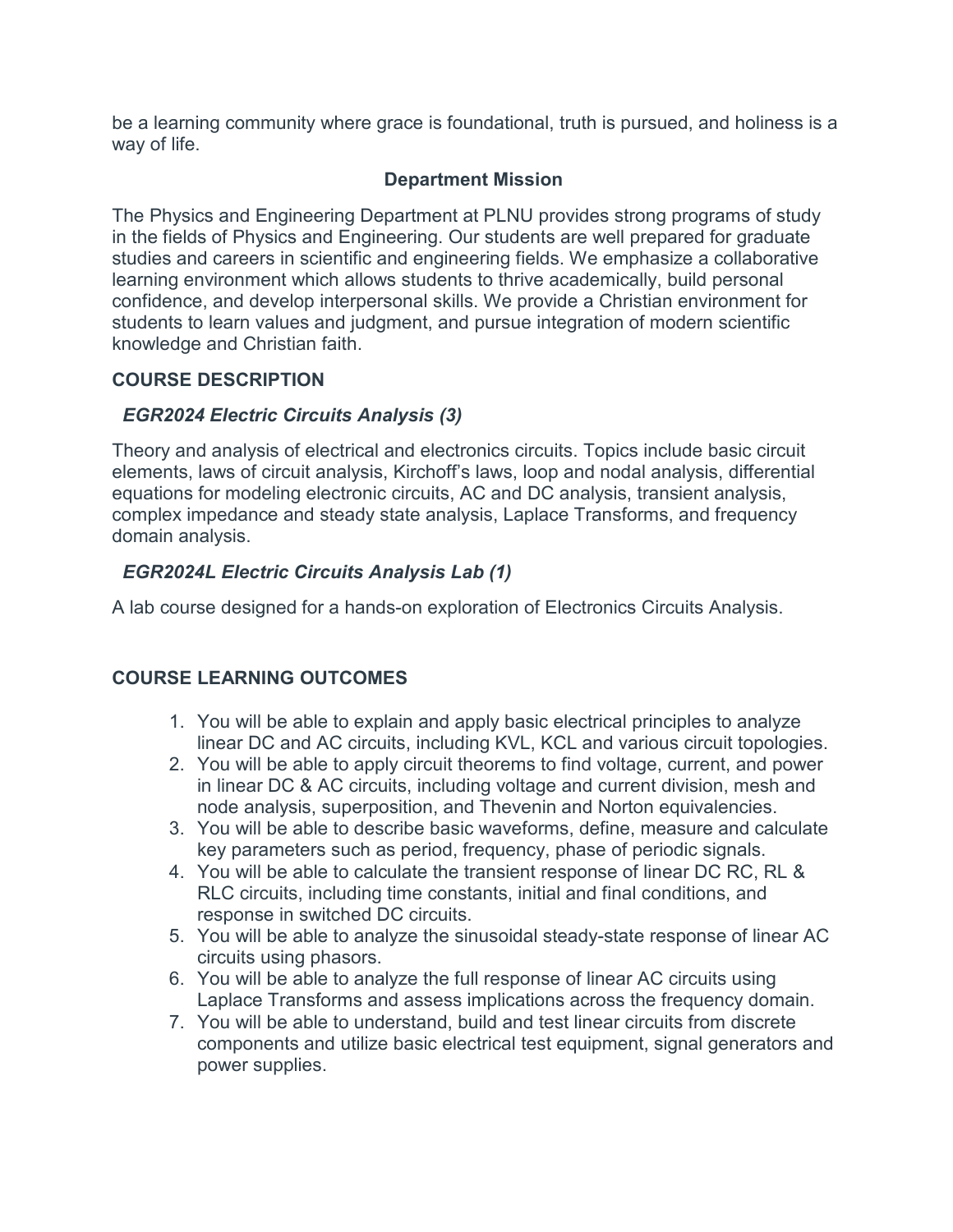be a learning community where grace is foundational, truth is pursued, and holiness is a way of life.

### Department Mission

The Physics and Engineering Department at PLNU provides strong programs of study in the fields of Physics and Engineering. Our students are well prepared for graduate studies and careers in scientific and engineering fields. We emphasize a collaborative learning environment which allows students to thrive academically, build personal confidence, and develop interpersonal skills. We provide a Christian environment for students to learn values and judgment, and pursue integration of modern scientific knowledge and Christian faith.

## COURSE DESCRIPTION

### *EGR2024 Electric Circuits Analysis (3)*

Theory and analysis of electrical and electronics circuits. Topics include basic circuit elements, laws of circuit analysis, Kirchoff's laws, loop and nodal analysis, differential equations for modeling electronic circuits, AC and DC analysis, transient analysis, complex impedance and steady state analysis, Laplace Transforms, and frequency domain analysis.

### *EGR2024L Electric Circuits Analysis Lab (1)*

A lab course designed for a hands-on exploration of Electronics Circuits Analysis.

## COURSE LEARNING OUTCOMES

1. You will be able to explain and apply basic electrical principles to analyze linear DC and AC circuits, including KVL, KCL and various circuit topologies.
2. You will be able to apply circuit theorems to find voltage, current, and power in linear DC & AC circuits, including voltage and current division, mesh and node analysis, superposition, and Thevenin and Norton equivalencies.
3. You will be able to describe basic waveforms, define, measure and calculate key parameters such as period, frequency, phase of periodic signals.
4. You will be able to calculate the transient response of linear DC RC, RL & RLC circuits, including time constants, initial and final conditions, and response in switched DC circuits.
5. You will be able to analyze the sinusoidal steady-state response of linear AC circuits using phasors.
6. You will be able to analyze the full response of linear AC circuits using Laplace Transforms and assess implications across the frequency domain.
7. You will be able to understand, build and test linear circuits from discrete components and utilize basic electrical test equipment, signal generators and power supplies.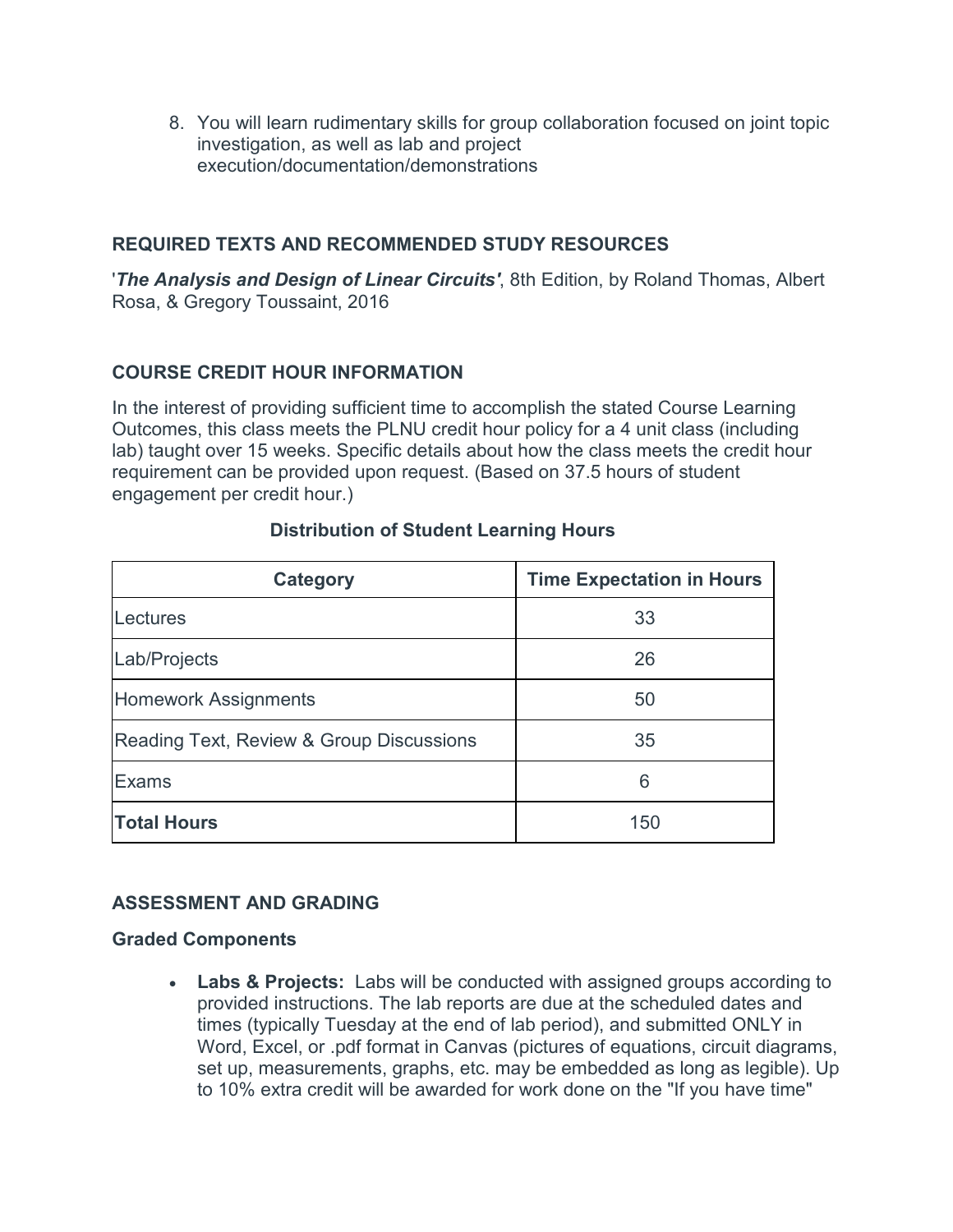8. You will learn rudimentary skills for group collaboration focused on joint topic investigation, as well as lab and project execution/documentation/demonstrations

### REQUIRED TEXTS AND RECOMMENDED STUDY RESOURCES

'***The Analysis and Design of Linear Circuits'***, 8th Edition, by Roland Thomas, Albert Rosa, & Gregory Toussaint, 2016

### COURSE CREDIT HOUR INFORMATION

In the interest of providing sufficient time to accomplish the stated Course Learning Outcomes, this class meets the PLNU credit hour policy for a 4 unit class (including lab) taught over 15 weeks. Specific details about how the class meets the credit hour requirement can be provided upon request. (Based on 37.5 hours of student engagement per credit hour.)

**Distribution of Student Learning Hours**

| Category | Time Expectation in Hours |
|---|---|
| Lectures | 33 |
| Lab/Projects | 26 |
| Homework Assignments | 50 |
| Reading Text, Review & Group Discussions | 35 |
| Exams | 6 |
| **Total Hours** | 150 |

### ASSESSMENT AND GRADING

#### Graded Components

- **Labs & Projects:** Labs will be conducted with assigned groups according to provided instructions. The lab reports are due at the scheduled dates and times (typically Tuesday at the end of lab period), and submitted ONLY in Word, Excel, or .pdf format in Canvas (pictures of equations, circuit diagrams, set up, measurements, graphs, etc. may be embedded as long as legible). Up to 10% extra credit will be awarded for work done on the "If you have time"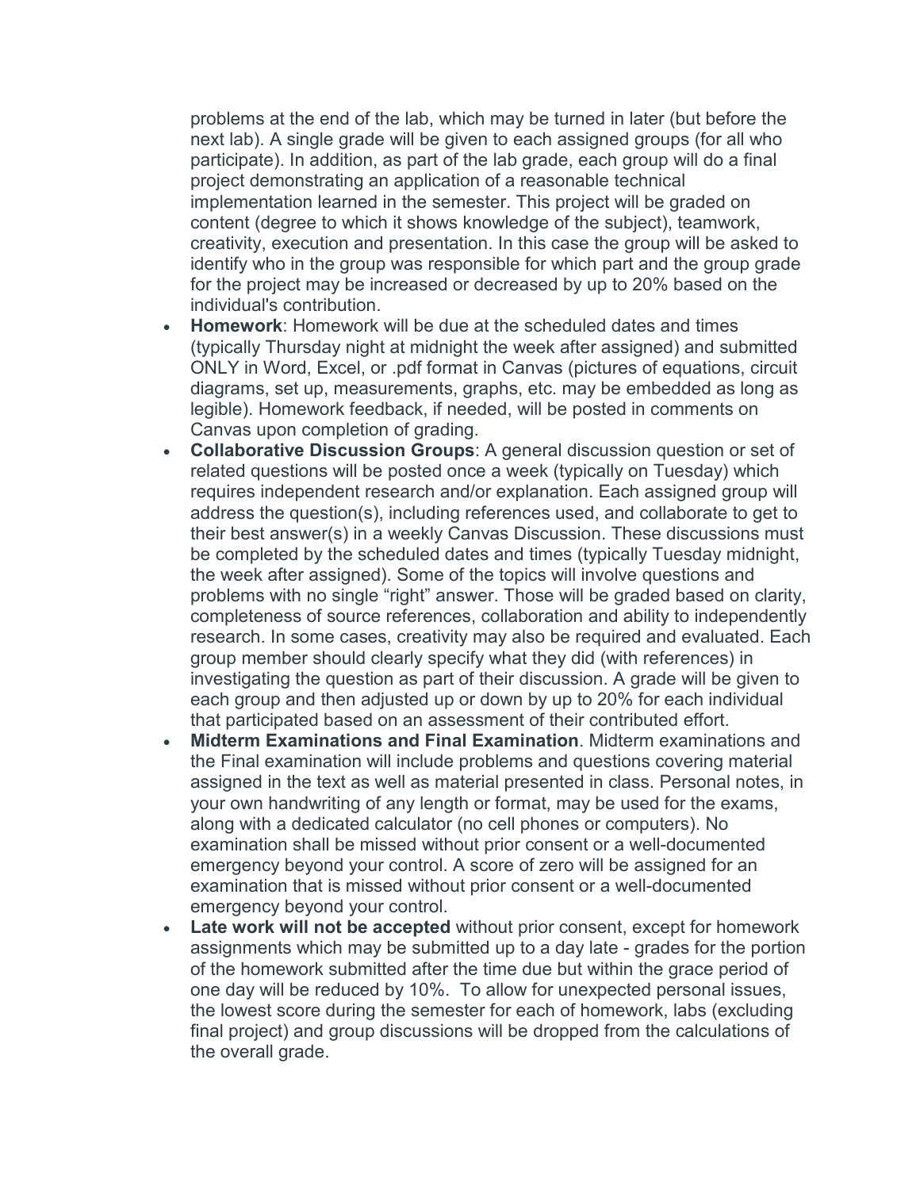problems at the end of the lab, which may be turned in later (but before the next lab). A single grade will be given to each assigned groups (for all who participate). In addition, as part of the lab grade, each group will do a final project demonstrating an application of a reasonable technical implementation learned in the semester. This project will be graded on content (degree to which it shows knowledge of the subject), teamwork, creativity, execution and presentation. In this case the group will be asked to identify who in the group was responsible for which part and the group grade for the project may be increased or decreased by up to 20% based on the individual's contribution.

- **Homework**: Homework will be due at the scheduled dates and times (typically Thursday night at midnight the week after assigned) and submitted ONLY in Word, Excel, or .pdf format in Canvas (pictures of equations, circuit diagrams, set up, measurements, graphs, etc. may be embedded as long as legible). Homework feedback, if needed, will be posted in comments on Canvas upon completion of grading.
- **Collaborative Discussion Groups**: A general discussion question or set of related questions will be posted once a week (typically on Tuesday) which requires independent research and/or explanation. Each assigned group will address the question(s), including references used, and collaborate to get to their best answer(s) in a weekly Canvas Discussion. These discussions must be completed by the scheduled dates and times (typically Tuesday midnight, the week after assigned). Some of the topics will involve questions and problems with no single "right" answer. Those will be graded based on clarity, completeness of source references, collaboration and ability to independently research. In some cases, creativity may also be required and evaluated. Each group member should clearly specify what they did (with references) in investigating the question as part of their discussion. A grade will be given to each group and then adjusted up or down by up to 20% for each individual that participated based on an assessment of their contributed effort.
- **Midterm Examinations and Final Examination**. Midterm examinations and the Final examination will include problems and questions covering material assigned in the text as well as material presented in class. Personal notes, in your own handwriting of any length or format, may be used for the exams, along with a dedicated calculator (no cell phones or computers). No examination shall be missed without prior consent or a well-documented emergency beyond your control. A score of zero will be assigned for an examination that is missed without prior consent or a well-documented emergency beyond your control.
- **Late work will not be accepted** without prior consent, except for homework assignments which may be submitted up to a day late - grades for the portion of the homework submitted after the time due but within the grace period of one day will be reduced by 10%. To allow for unexpected personal issues, the lowest score during the semester for each of homework, labs (excluding final project) and group discussions will be dropped from the calculations of the overall grade.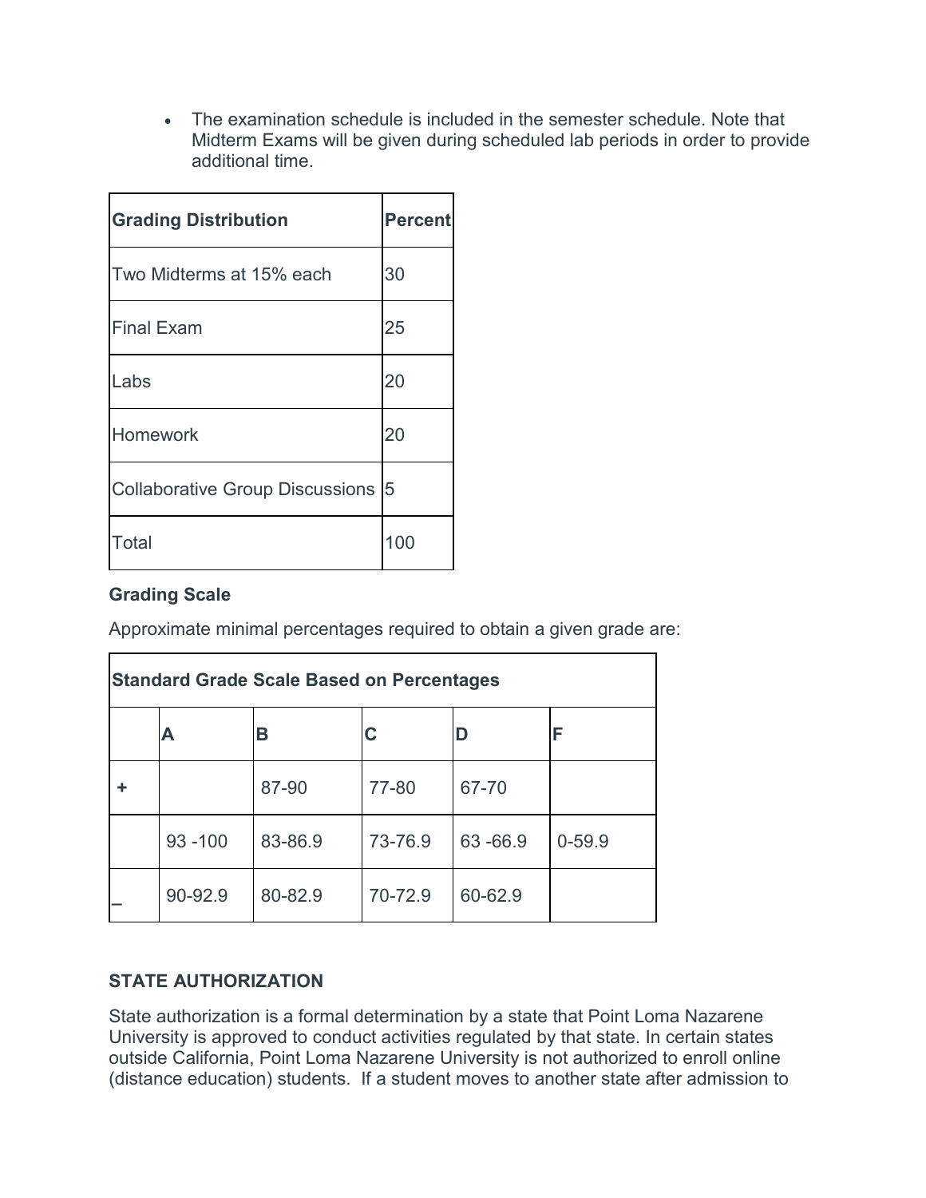- The examination schedule is included in the semester schedule. Note that Midterm Exams will be given during scheduled lab periods in order to provide additional time.

| **Grading Distribution** | **Percent** |
|---|---|
| Two Midterms at 15% each | 30 |
| Final Exam | 25 |
| Labs | 20 |
| Homework | 20 |
| Collaborative Group Discussions | 5 |
| Total | 100 |

**Grading Scale**

Approximate minimal percentages required to obtain a given grade are:

| **Standard Grade Scale Based on Percentages** | | | | | |
|---|---|---|---|---|---|
| | **A** | **B** | **C** | **D** | **F** |
| **+** | | 87-90 | 77-80 | 67-70 | |
| | 93 -100 | 83-86.9 | 73-76.9 | 63 -66.9 | 0-59.9 |
| **_** | 90-92.9 | 80-82.9 | 70-72.9 | 60-62.9 | |

**STATE AUTHORIZATION**

State authorization is a formal determination by a state that Point Loma Nazarene University is approved to conduct activities regulated by that state. In certain states outside California, Point Loma Nazarene University is not authorized to enroll online (distance education) students. If a student moves to another state after admission to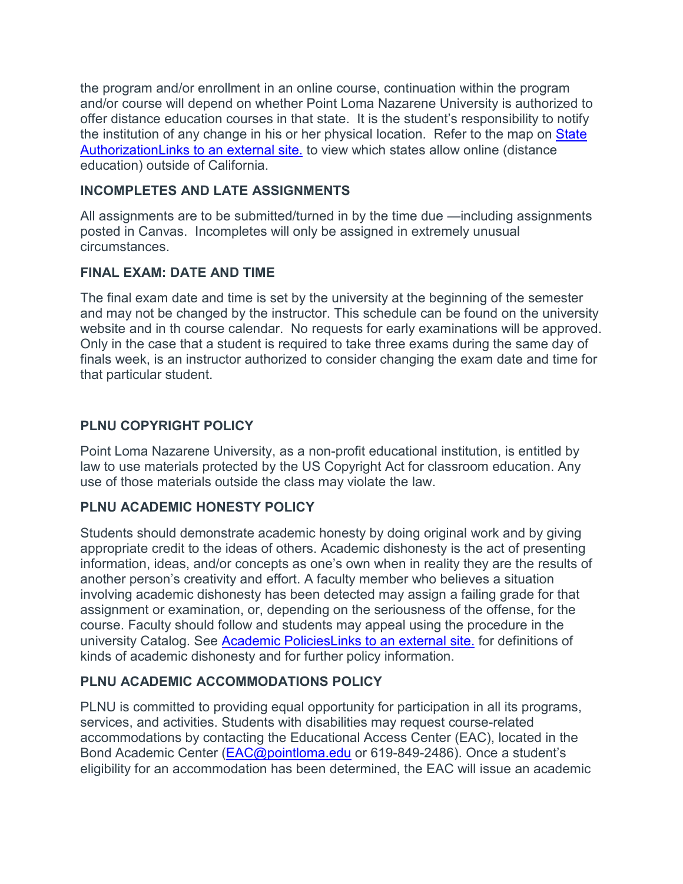the program and/or enrollment in an online course, continuation within the program and/or course will depend on whether Point Loma Nazarene University is authorized to offer distance education courses in that state. It is the student's responsibility to notify the institution of any change in his or her physical location. Refer to the map on [State AuthorizationLinks to an external site.]() to view which states allow online (distance education) outside of California.

### INCOMPLETES AND LATE ASSIGNMENTS

All assignments are to be submitted/turned in by the time due —including assignments posted in Canvas. Incompletes will only be assigned in extremely unusual circumstances.

### FINAL EXAM: DATE AND TIME

The final exam date and time is set by the university at the beginning of the semester and may not be changed by the instructor. This schedule can be found on the university website and in th course calendar. No requests for early examinations will be approved. Only in the case that a student is required to take three exams during the same day of finals week, is an instructor authorized to consider changing the exam date and time for that particular student.

### PLNU COPYRIGHT POLICY

Point Loma Nazarene University, as a non-profit educational institution, is entitled by law to use materials protected by the US Copyright Act for classroom education. Any use of those materials outside the class may violate the law.

### PLNU ACADEMIC HONESTY POLICY

Students should demonstrate academic honesty by doing original work and by giving appropriate credit to the ideas of others. Academic dishonesty is the act of presenting information, ideas, and/or concepts as one's own when in reality they are the results of another person's creativity and effort. A faculty member who believes a situation involving academic dishonesty has been detected may assign a failing grade for that assignment or examination, or, depending on the seriousness of the offense, for the course. Faculty should follow and students may appeal using the procedure in the university Catalog. See [Academic PoliciesLinks to an external site.]() for definitions of kinds of academic dishonesty and for further policy information.

### PLNU ACADEMIC ACCOMMODATIONS POLICY

PLNU is committed to providing equal opportunity for participation in all its programs, services, and activities. Students with disabilities may request course-related accommodations by contacting the Educational Access Center (EAC), located in the Bond Academic Center ([EAC@pointloma.edu](mailto:EAC@pointloma.edu) or 619-849-2486). Once a student's eligibility for an accommodation has been determined, the EAC will issue an academic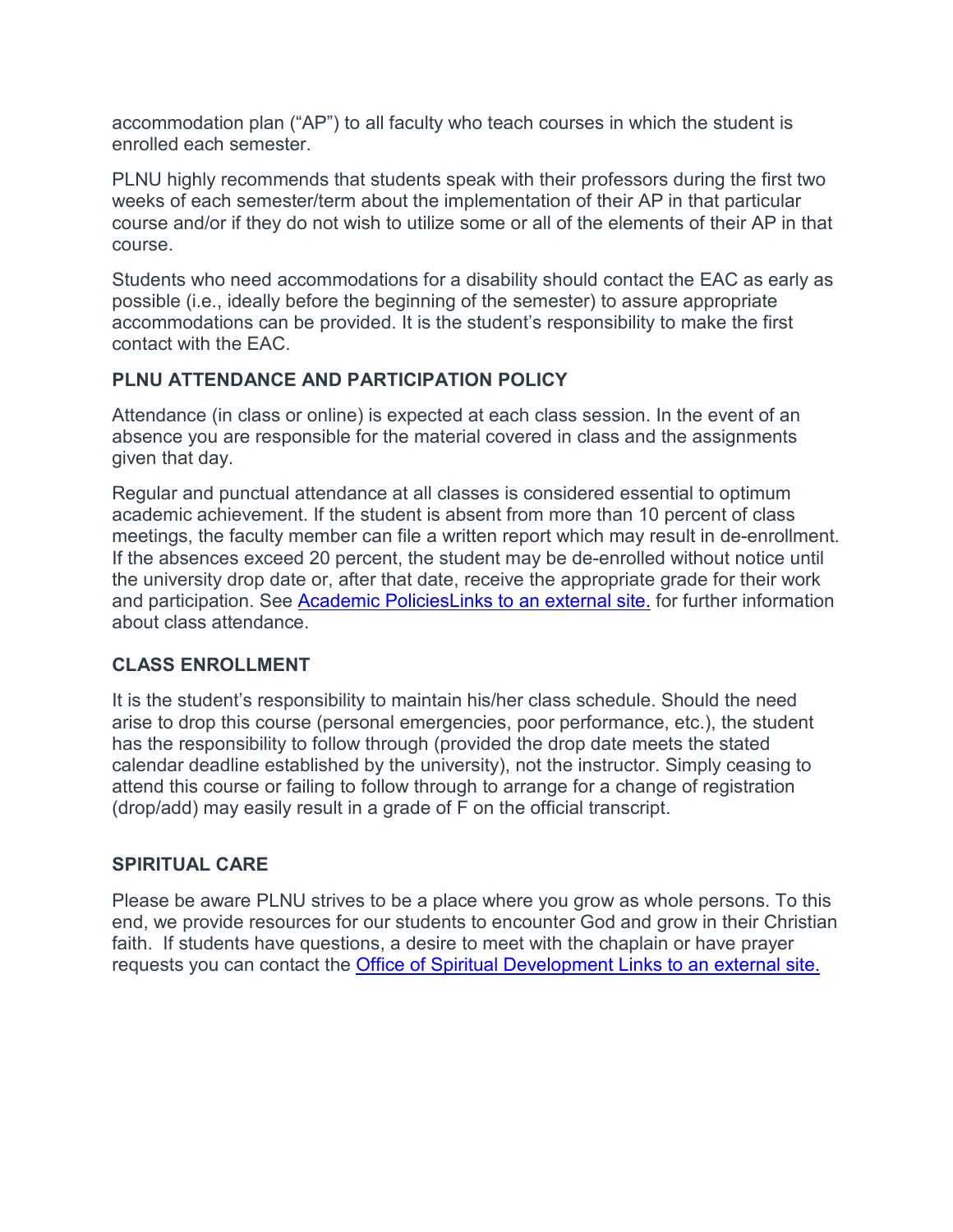accommodation plan ("AP") to all faculty who teach courses in which the student is enrolled each semester.

PLNU highly recommends that students speak with their professors during the first two weeks of each semester/term about the implementation of their AP in that particular course and/or if they do not wish to utilize some or all of the elements of their AP in that course.

Students who need accommodations for a disability should contact the EAC as early as possible (i.e., ideally before the beginning of the semester) to assure appropriate accommodations can be provided. It is the student's responsibility to make the first contact with the EAC.

### PLNU ATTENDANCE AND PARTICIPATION POLICY

Attendance (in class or online) is expected at each class session. In the event of an absence you are responsible for the material covered in class and the assignments given that day.

Regular and punctual attendance at all classes is considered essential to optimum academic achievement. If the student is absent from more than 10 percent of class meetings, the faculty member can file a written report which may result in de-enrollment. If the absences exceed 20 percent, the student may be de-enrolled without notice until the university drop date or, after that date, receive the appropriate grade for their work and participation. See Academic PoliciesLinks to an external site. for further information about class attendance.

### CLASS ENROLLMENT

It is the student's responsibility to maintain his/her class schedule. Should the need arise to drop this course (personal emergencies, poor performance, etc.), the student has the responsibility to follow through (provided the drop date meets the stated calendar deadline established by the university), not the instructor. Simply ceasing to attend this course or failing to follow through to arrange for a change of registration (drop/add) may easily result in a grade of F on the official transcript.

### SPIRITUAL CARE

Please be aware PLNU strives to be a place where you grow as whole persons. To this end, we provide resources for our students to encounter God and grow in their Christian faith. If students have questions, a desire to meet with the chaplain or have prayer requests you can contact the Office of Spiritual Development Links to an external site.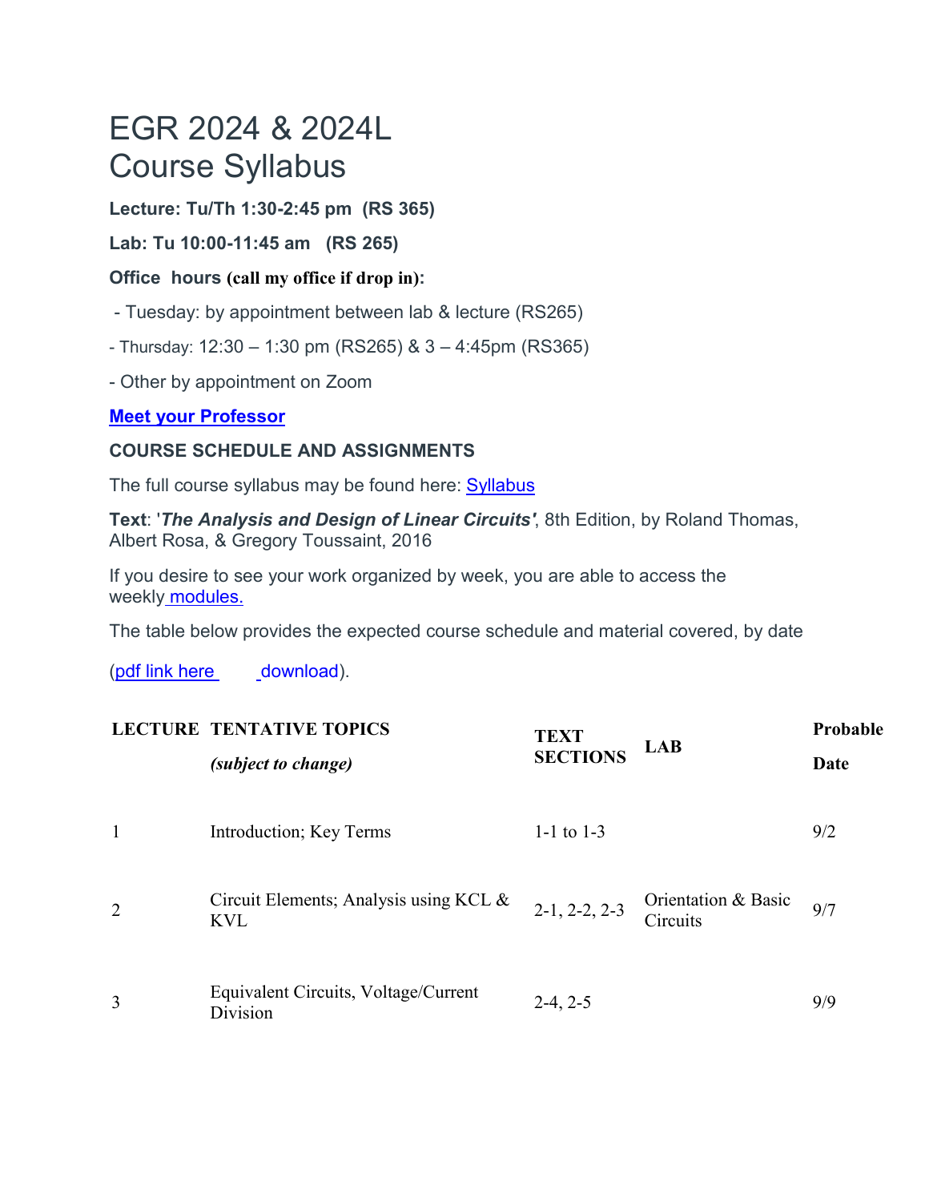# EGR 2024 & 2024L
# Course Syllabus

**Lecture: Tu/Th 1:30-2:45 pm (RS 365)**

**Lab: Tu 10:00-11:45 am (RS 265)**

**Office hours (call my office if drop in):**

- Tuesday: by appointment between lab & lecture (RS265)
- Thursday: 12:30 – 1:30 pm (RS265) & 3 – 4:45pm (RS365)
- Other by appointment on Zoom

**Meet your Professor**

**COURSE SCHEDULE AND ASSIGNMENTS**

The full course syllabus may be found here: Syllabus

**Text**: '***The Analysis and Design of Linear Circuits'***, 8th Edition, by Roland Thomas, Albert Rosa, & Gregory Toussaint, 2016

If you desire to see your work organized by week, you are able to access the weekly modules.

The table below provides the expected course schedule and material covered, by date

(pdf link here download).

| LECTURE | TENTATIVE TOPICS *(subject to change)* | TEXT SECTIONS | LAB | Probable Date |
|---|---|---|---|---|
| 1 | Introduction; Key Terms | 1-1 to 1-3 | | 9/2 |
| 2 | Circuit Elements; Analysis using KCL & KVL | 2-1, 2-2, 2-3 | Orientation & Basic Circuits | 9/7 |
| 3 | Equivalent Circuits, Voltage/Current Division | 2-4, 2-5 | | 9/9 |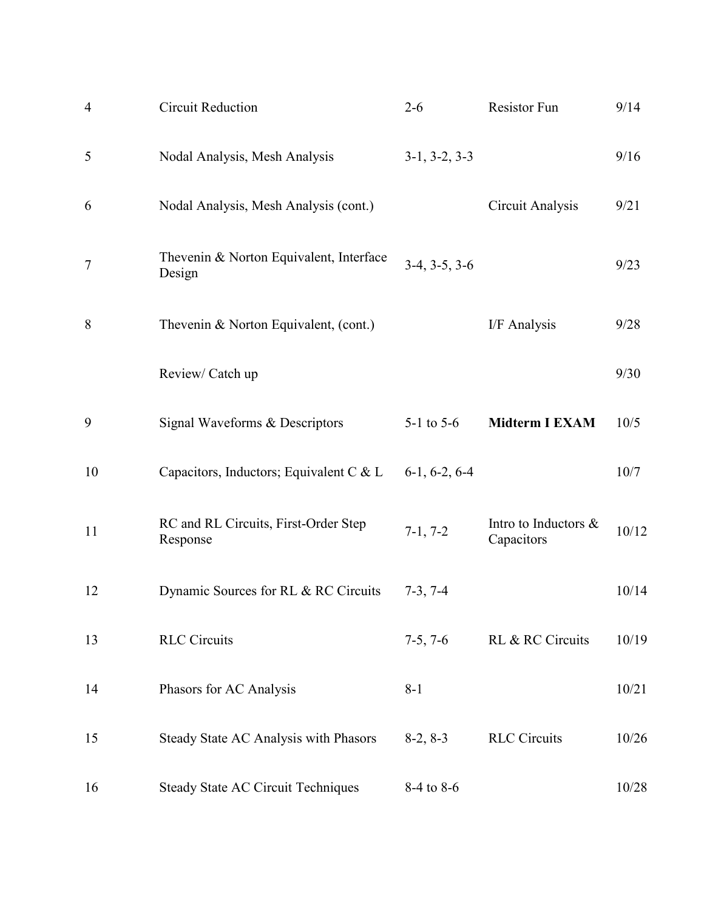| | | | | |
|---|---|---|---|---|
| 4 | Circuit Reduction | 2-6 | Resistor Fun | 9/14 |
| 5 | Nodal Analysis, Mesh Analysis | 3-1, 3-2, 3-3 | | 9/16 |
| 6 | Nodal Analysis, Mesh Analysis (cont.) | | Circuit Analysis | 9/21 |
| 7 | Thevenin & Norton Equivalent, Interface Design | 3-4, 3-5, 3-6 | | 9/23 |
| 8 | Thevenin & Norton Equivalent, (cont.) | | I/F Analysis | 9/28 |
| | Review/ Catch up | | | 9/30 |
| 9 | Signal Waveforms & Descriptors | 5-1 to 5-6 | **Midterm I EXAM** | 10/5 |
| 10 | Capacitors, Inductors; Equivalent C & L | 6-1, 6-2, 6-4 | | 10/7 |
| 11 | RC and RL Circuits, First-Order Step Response | 7-1, 7-2 | Intro to Inductors & Capacitors | 10/12 |
| 12 | Dynamic Sources for RL & RC Circuits | 7-3, 7-4 | | 10/14 |
| 13 | RLC Circuits | 7-5, 7-6 | RL & RC Circuits | 10/19 |
| 14 | Phasors for AC Analysis | 8-1 | | 10/21 |
| 15 | Steady State AC Analysis with Phasors | 8-2, 8-3 | RLC Circuits | 10/26 |
| 16 | Steady State AC Circuit Techniques | 8-4 to 8-6 | | 10/28 |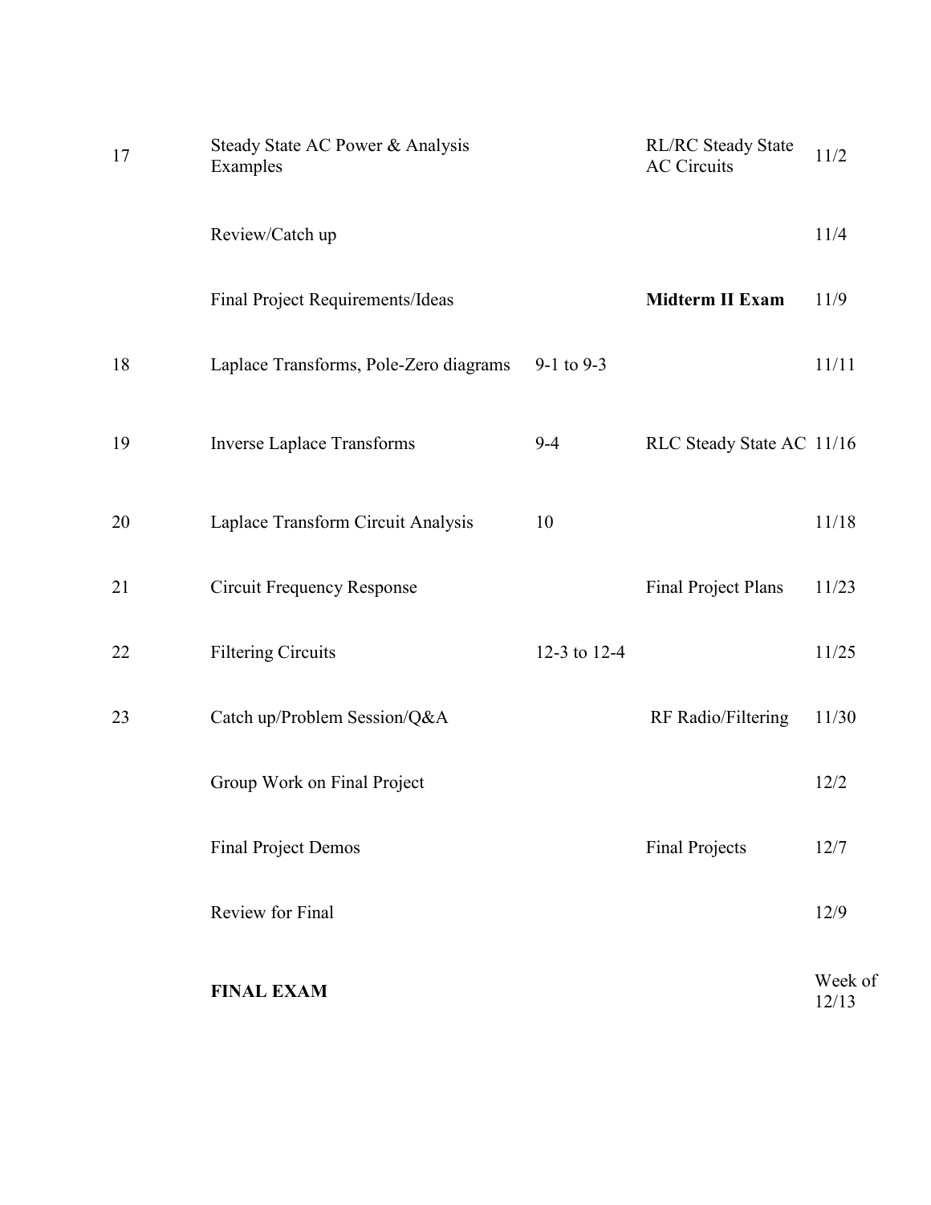| | | | | |
|---|---|---|---|---|
| 17 | Steady State AC Power & Analysis Examples | | RL/RC Steady State AC Circuits | 11/2 |
| | Review/Catch up | | | 11/4 |
| | Final Project Requirements/Ideas | | **Midterm II Exam** | 11/9 |
| 18 | Laplace Transforms, Pole-Zero diagrams | 9-1 to 9-3 | | 11/11 |
| 19 | Inverse Laplace Transforms | 9-4 | RLC Steady State AC | 11/16 |
| 20 | Laplace Transform Circuit Analysis | 10 | | 11/18 |
| 21 | Circuit Frequency Response | | Final Project Plans | 11/23 |
| 22 | Filtering Circuits | 12-3 to 12-4 | | 11/25 |
| 23 | Catch up/Problem Session/Q&A | | RF Radio/Filtering | 11/30 |
| | Group Work on Final Project | | | 12/2 |
| | Final Project Demos | | Final Projects | 12/7 |
| | Review for Final | | | 12/9 |
| | **FINAL EXAM** | | | Week of 12/13 |